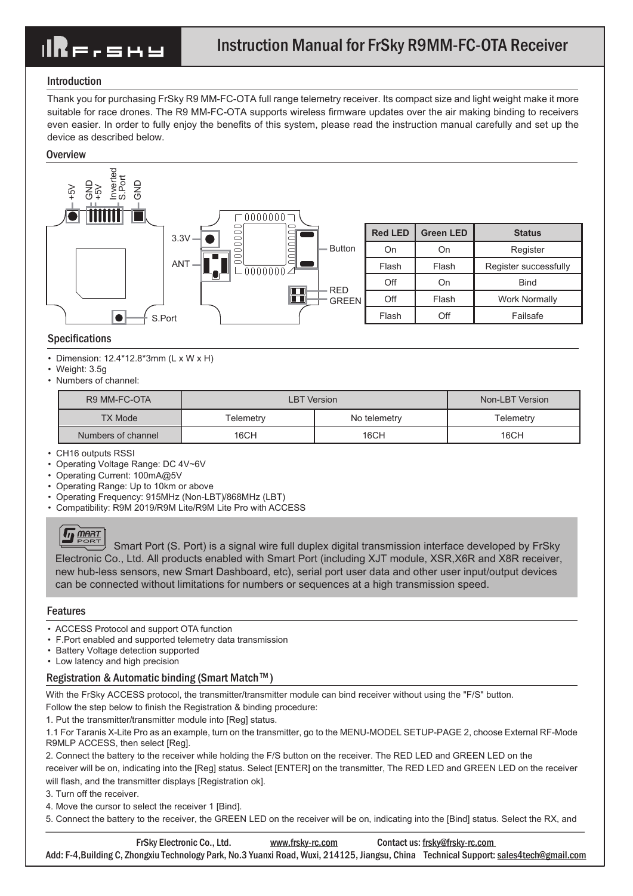# Instruction Manual for FrSky R9MM-FC-OTA Receiver

## Introduction

Thank you for purchasing FrSky R9 MM-FC-OTA full range telemetry receiver. Its compact size and light weight make it more suitable for race drones. The R9 MM-FC-OTA supports wireless firmware updates over the air making binding to receivers even easier. In order to fully enjoy the benefits of this system, please read the instruction manual carefully and set up the device as described below.

## Overview

+5V GND +5V Inverted S.Port GND

3.3V

ANT

Button

RED

GREEN

S.Port

| Red LED | Green LED | Status |
|---|---|---|
| On | On | Register |
| Flash | Flash | Register successfully |
| Off | On | Bind |
| Off | Flash | Work Normally |
| Flash | Off | Failsafe |

## Specifications

- Dimension: 12.4*12.8*3mm (L x W x H)
- Weight: 3.5g
- Numbers of channel:

| R9 MM-FC-OTA | LBT Version | | Non-LBT Version |
|---|---|---|---|
| TX Mode | Telemetry | No telemetry | Telemetry |
| Numbers of channel | 16CH | 16CH | 16CH |

- CH16 outputs RSSI
- Operating Voltage Range: DC 4V~6V
- Operating Current: 100mA@5V
- Operating Range: Up to 10km or above
- Operating Frequency: 915MHz (Non-LBT)/868MHz (LBT)
- Compatibility: R9M 2019/R9M Lite/R9M Lite Pro with ACCESS

Smart Port (S. Port) is a signal wire full duplex digital transmission interface developed by FrSky Electronic Co., Ltd. All products enabled with Smart Port (including XJT module, XSR,X6R and X8R receiver, new hub-less sensors, new Smart Dashboard, etc), serial port user data and other user input/output devices can be connected without limitations for numbers or sequences at a high transmission speed.

## Features

- ACCESS Protocol and support OTA function
- F.Port enabled and supported telemetry data transmission
- Battery Voltage detection supported
- Low latency and high precision

## Registration & Automatic binding (Smart Match™)

With the FrSky ACCESS protocol, the transmitter/transmitter module can bind receiver without using the "F/S" button.

Follow the step below to finish the Registration & binding procedure:

1. Put the transmitter/transmitter module into [Reg] status.

1.1 For Taranis X-Lite Pro as an example, turn on the transmitter, go to the MENU-MODEL SETUP-PAGE 2, choose External RF-Mode R9MLP ACCESS, then select [Reg].

2. Connect the battery to the receiver while holding the F/S button on the receiver. The RED LED and GREEN LED on the receiver will be on, indicating into the [Reg] status. Select [ENTER] on the transmitter, The RED LED and GREEN LED on the receiver will flash, and the transmitter displays [Registration ok].

3. Turn off the receiver.

4. Move the cursor to select the receiver 1 [Bind].

5. Connect the battery to the receiver, the GREEN LED on the receiver will be on, indicating into the [Bind] status. Select the RX, and

FrSky Electronic Co., Ltd. www.frsky-rc.com Contact us: frsky@frsky-rc.com

Add: F-4,Building C, Zhongxiu Technology Park, No.3 Yuanxi Road, Wuxi, 214125, Jiangsu, China Technical Support: sales4tech@gmail.com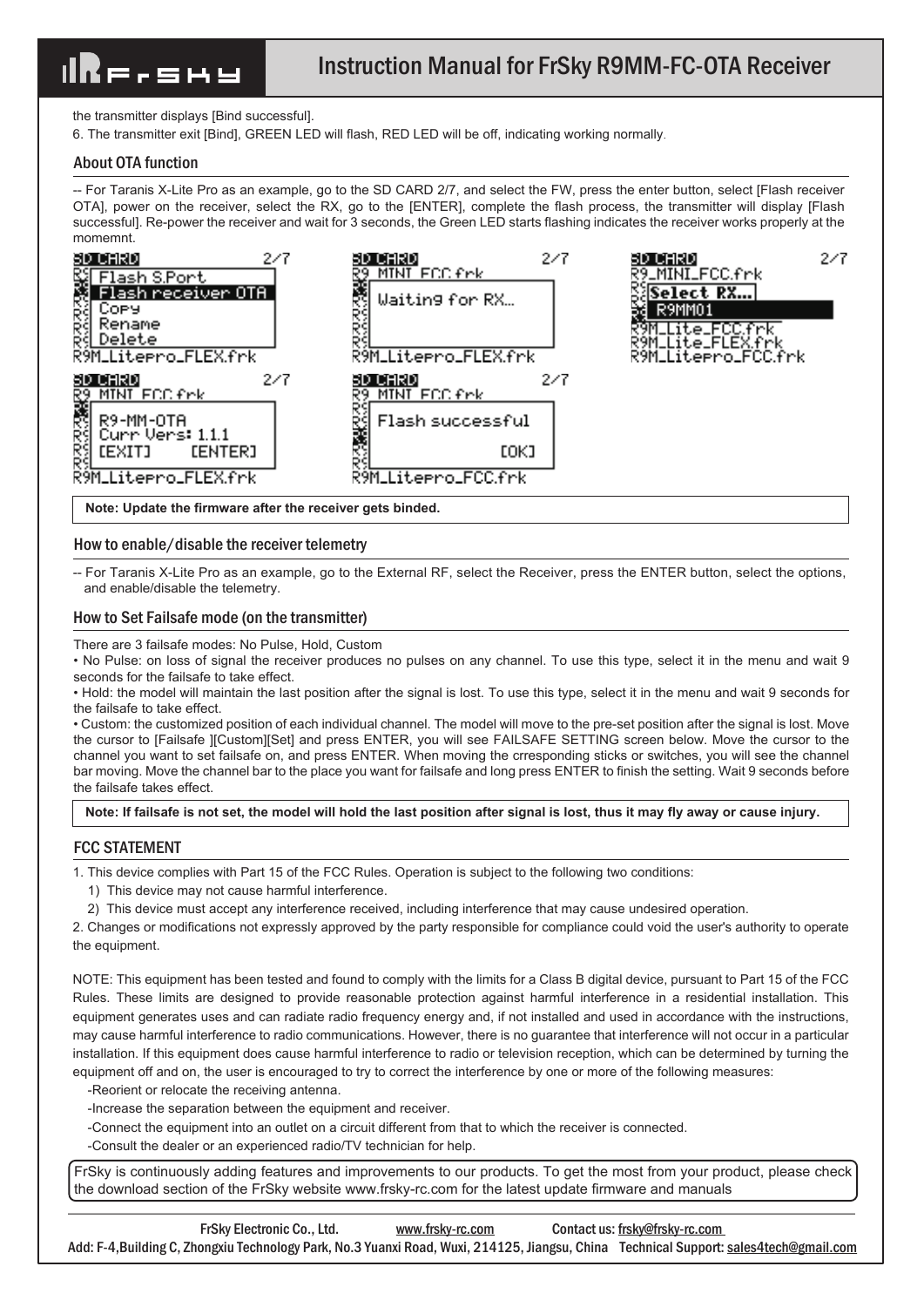the transmitter displays [Bind successful].

6. The transmitter exit [Bind], GREEN LED will flash, RED LED will be off, indicating working normally.

## About OTA function

-- For Taranis X-Lite Pro as an example, go to the SD CARD 2/7, and select the FW, press the enter button, select [Flash receiver OTA], power on the receiver, select the RX, go to the [ENTER], complete the flash process, the transmitter will display [Flash successful]. Re-power the receiver and wait for 3 seconds, the Green LED starts flashing indicates the receiver works properly at the momemnt.

SD CARD 2/7
Flash S.Port
Flash receiver OTA
Copy
Rename
Delete
R9M_Litepro_FLEX.frk

SD CARD 2/7
R9_MINI_FCC.frk
Waiting for RX...
R9M_Litepro_FLEX.frk

SD CARD 2/7
R9_MINI_FCC.frk
Select RX...
R9MM01
R9M_Lite_FCC.frk
R9M_Lite_FLEX.frk
R9M_Litepro_FCC.frk

SD CARD 2/7
R9_MINI_FCC.frk
R9-MM-OTA
Curr Vers: 1.1.1
[EXIT] [ENTER]
R9M_Litepro_FLEX.frk

SD CARD 2/7
R9_MINI_FCC.frk
Flash successful
[OK]
R9M_Litepro_FCC.frk

**Note: Update the firmware after the receiver gets binded.**

## How to enable/disable the receiver telemetry

-- For Taranis X-Lite Pro as an example, go to the External RF, select the Receiver, press the ENTER button, select the options, and enable/disable the telemetry.

## How to Set Failsafe mode (on the transmitter)

There are 3 failsafe modes: No Pulse, Hold, Custom

• No Pulse: on loss of signal the receiver produces no pulses on any channel. To use this type, select it in the menu and wait 9 seconds for the failsafe to take effect.

• Hold: the model will maintain the last position after the signal is lost. To use this type, select it in the menu and wait 9 seconds for the failsafe to take effect.

• Custom: the customized position of each individual channel. The model will move to the pre-set position after the signal is lost. Move the cursor to [Failsafe ][Custom][Set] and press ENTER, you will see FAILSAFE SETTING screen below. Move the cursor to the channel you want to set failsafe on, and press ENTER. When moving the crresponding sticks or switches, you will see the channel bar moving. Move the channel bar to the place you want for failsafe and long press ENTER to finish the setting. Wait 9 seconds before the failsafe takes effect.

**Note: If failsafe is not set, the model will hold the last position after signal is lost, thus it may fly away or cause injury.**

## FCC STATEMENT

1. This device complies with Part 15 of the FCC Rules. Operation is subject to the following two conditions:
   1) This device may not cause harmful interference.
   2) This device must accept any interference received, including interference that may cause undesired operation.

2. Changes or modifications not expressly approved by the party responsible for compliance could void the user's authority to operate the equipment.

NOTE: This equipment has been tested and found to comply with the limits for a Class B digital device, pursuant to Part 15 of the FCC Rules. These limits are designed to provide reasonable protection against harmful interference in a residential installation. This equipment generates uses and can radiate radio frequency energy and, if not installed and used in accordance with the instructions, may cause harmful interference to radio communications. However, there is no guarantee that interference will not occur in a particular installation. If this equipment does cause harmful interference to radio or television reception, which can be determined by turning the equipment off and on, the user is encouraged to try to correct the interference by one or more of the following measures:

-Reorient or relocate the receiving antenna.

-Increase the separation between the equipment and receiver.

-Connect the equipment into an outlet on a circuit different from that to which the receiver is connected.

-Consult the dealer or an experienced radio/TV technician for help.

FrSky is continuously adding features and improvements to our products. To get the most from your product, please check the download section of the FrSky website www.frsky-rc.com for the latest update firmware and manuals

FrSky Electronic Co., Ltd. www.frsky-rc.com Contact us: frsky@frsky-rc.com

Add: F-4,Building C, Zhongxiu Technology Park, No.3 Yuanxi Road, Wuxi, 214125, Jiangsu, China Technical Support: sales4tech@gmail.com